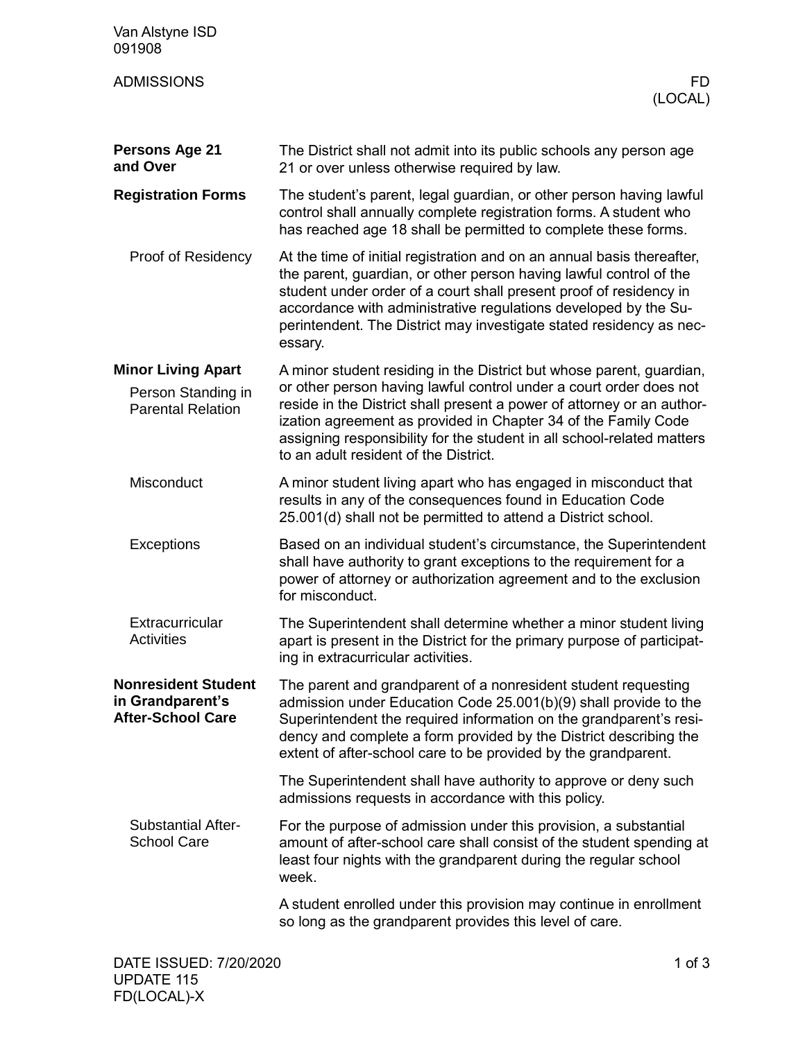Van Alstyne ISD
091908

ADMISSIONS — FD (LOCAL)

## Persons Age 21 and Over

The District shall not admit into its public schools any person age 21 or over unless otherwise required by law.

## Registration Forms

The student's parent, legal guardian, or other person having lawful control shall annually complete registration forms. A student who has reached age 18 shall be permitted to complete these forms.

### Proof of Residency

At the time of initial registration and on an annual basis thereafter, the parent, guardian, or other person having lawful control of the student under order of a court shall present proof of residency in accordance with administrative regulations developed by the Superintendent. The District may investigate stated residency as necessary.

## Minor Living Apart

### Person Standing in Parental Relation

A minor student residing in the District but whose parent, guardian, or other person having lawful control under a court order does not reside in the District shall present a power of attorney or an authorization agreement as provided in Chapter 34 of the Family Code assigning responsibility for the student in all school-related matters to an adult resident of the District.

### Misconduct

A minor student living apart who has engaged in misconduct that results in any of the consequences found in Education Code 25.001(d) shall not be permitted to attend a District school.

### Exceptions

Based on an individual student's circumstance, the Superintendent shall have authority to grant exceptions to the requirement for a power of attorney or authorization agreement and to the exclusion for misconduct.

### Extracurricular Activities

The Superintendent shall determine whether a minor student living apart is present in the District for the primary purpose of participating in extracurricular activities.

## Nonresident Student in Grandparent's After-School Care

The parent and grandparent of a nonresident student requesting admission under Education Code 25.001(b)(9) shall provide to the Superintendent the required information on the grandparent's residency and complete a form provided by the District describing the extent of after-school care to be provided by the grandparent.

The Superintendent shall have authority to approve or deny such admissions requests in accordance with this policy.

### Substantial After-School Care

For the purpose of admission under this provision, a substantial amount of after-school care shall consist of the student spending at least four nights with the grandparent during the regular school week.

A student enrolled under this provision may continue in enrollment so long as the grandparent provides this level of care.

DATE ISSUED: 7/20/2020
UPDATE 115
FD(LOCAL)-X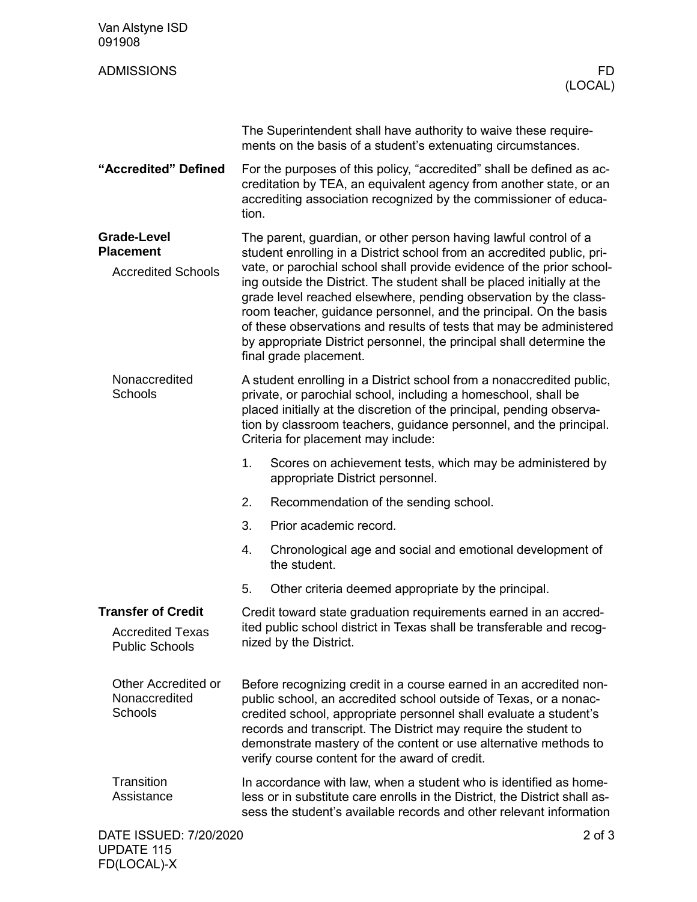The Superintendent shall have authority to waive these requirements on the basis of a student's extenuating circumstances.

## "Accredited" Defined

For the purposes of this policy, "accredited" shall be defined as accreditation by TEA, an equivalent agency from another state, or an accrediting association recognized by the commissioner of education.

## Grade-Level Placement

### Accredited Schools

The parent, guardian, or other person having lawful control of a student enrolling in a District school from an accredited public, private, or parochial school shall provide evidence of the prior schooling outside the District. The student shall be placed initially at the grade level reached elsewhere, pending observation by the classroom teacher, guidance personnel, and the principal. On the basis of these observations and results of tests that may be administered by appropriate District personnel, the principal shall determine the final grade placement.

### Nonaccredited Schools

A student enrolling in a District school from a nonaccredited public, private, or parochial school, including a homeschool, shall be placed initially at the discretion of the principal, pending observation by classroom teachers, guidance personnel, and the principal. Criteria for placement may include:

1. Scores on achievement tests, which may be administered by appropriate District personnel.
2. Recommendation of the sending school.
3. Prior academic record.
4. Chronological age and social and emotional development of the student.
5. Other criteria deemed appropriate by the principal.

## Transfer of Credit

### Accredited Texas Public Schools

Credit toward state graduation requirements earned in an accredited public school district in Texas shall be transferable and recognized by the District.

### Other Accredited or Nonaccredited Schools

Before recognizing credit in a course earned in an accredited nonpublic school, an accredited school outside of Texas, or a nonaccredited school, appropriate personnel shall evaluate a student's records and transcript. The District may require the student to demonstrate mastery of the content or use alternative methods to verify course content for the award of credit.

### Transition Assistance

In accordance with law, when a student who is identified as homeless or in substitute care enrolls in the District, the District shall assess the student's available records and other relevant information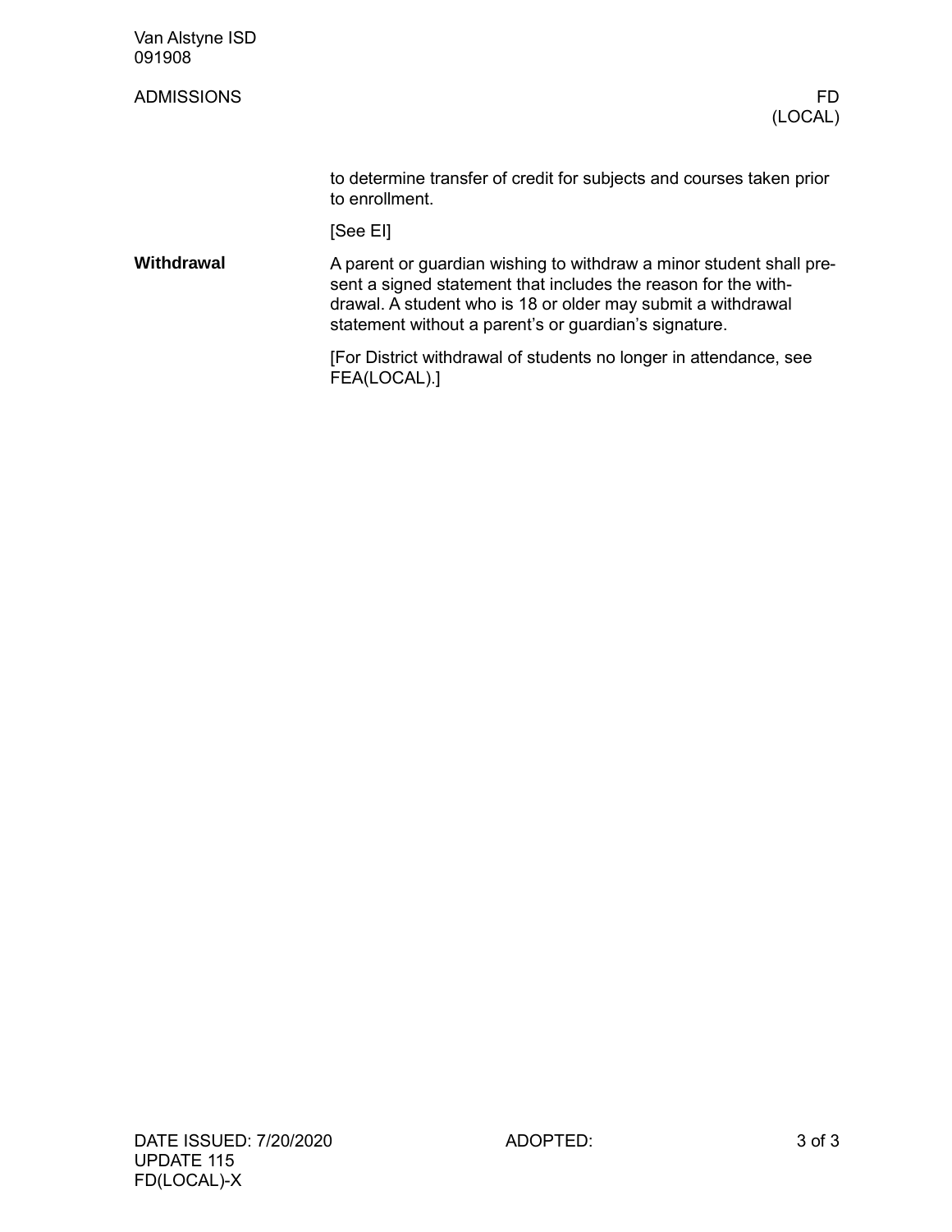to determine transfer of credit for subjects and courses taken prior to enrollment.

[See EI]

**Withdrawal**

A parent or guardian wishing to withdraw a minor student shall present a signed statement that includes the reason for the withdrawal. A student who is 18 or older may submit a withdrawal statement without a parent's or guardian's signature.

[For District withdrawal of students no longer in attendance, see FEA(LOCAL).]